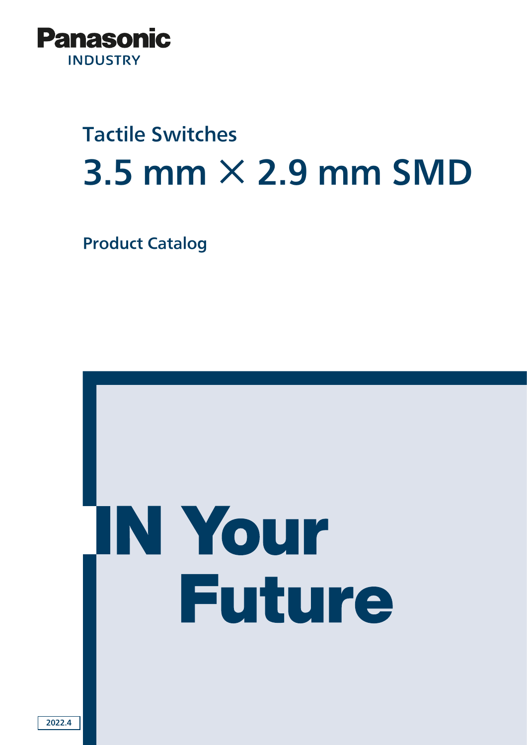Panasonic
INDUSTRY

## Tactile Switches

# 3.5 mm × 2.9 mm SMD

### Product Catalog

**IN Your Future**

2022.4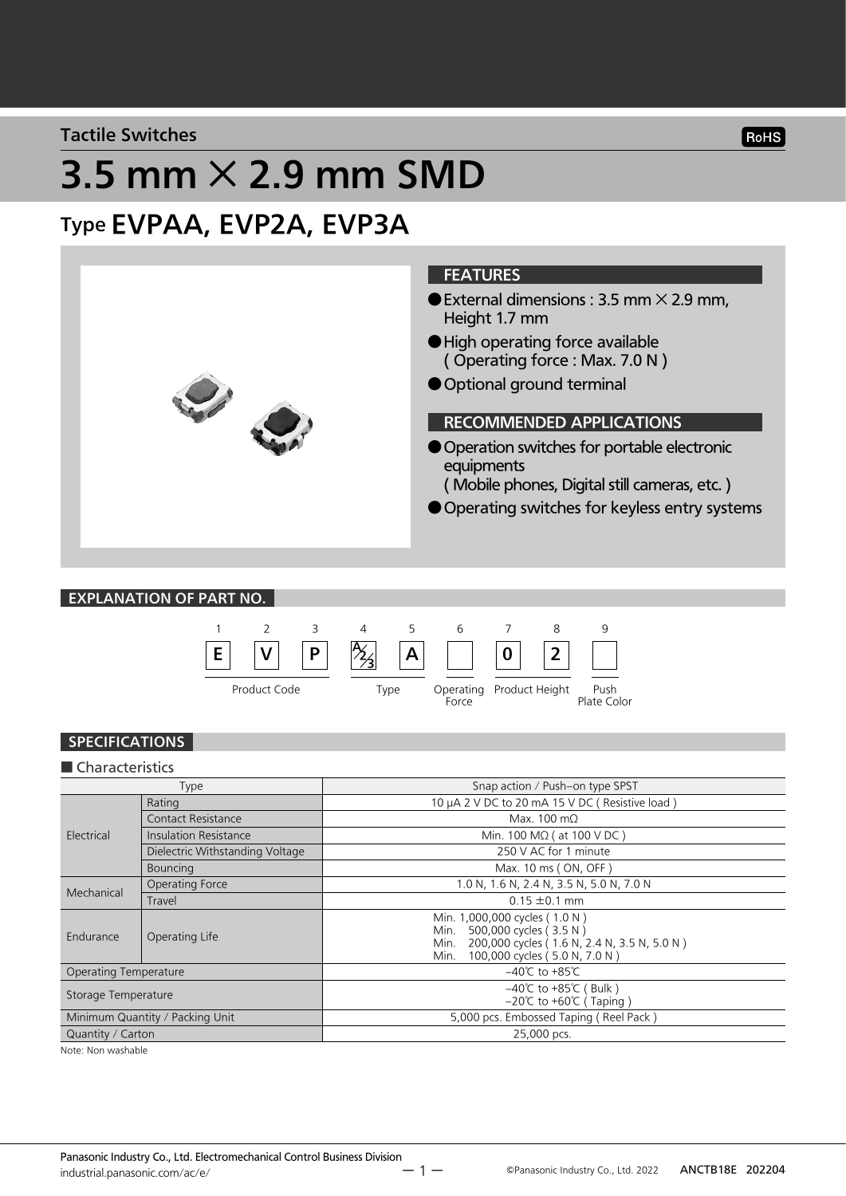Tactile Switches

# 3.5 mm × 2.9 mm SMD

## Type EVPAA, EVP2A, EVP3A

### FEATURES

- External dimensions : 3.5 mm × 2.9 mm, Height 1.7 mm
- High operating force available ( Operating force : Max. 7.0 N )
- Optional ground terminal

### RECOMMENDED APPLICATIONS

- Operation switches for portable electronic equipments ( Mobile phones, Digital still cameras, etc. )
- Operating switches for keyless entry systems

### EXPLANATION OF PART NO.

| 1 | 2 | 3 | 4 | 5 | 6 | 7 | 8 | 9 |
|---|---|---|---|---|---|---|---|---|
| E | V | P | A/2/3 | A | | 0 | 2 | |
| Product Code | | | Type | | Operating Force | Product Height | | Push Plate Color |

### SPECIFICATIONS

■ Characteristics

| Type | | Snap action / Push–on type SPST |
|---|---|---|
| Electrical | Rating | 10 μA 2 V DC to 20 mA 15 V DC ( Resistive load ) |
| | Contact Resistance | Max. 100 mΩ |
| | Insulation Resistance | Min. 100 MΩ ( at 100 V DC ) |
| | Dielectric Withstanding Voltage | 250 V AC for 1 minute |
| | Bouncing | Max. 10 ms ( ON, OFF ) |
| Mechanical | Operating Force | 1.0 N, 1.6 N, 2.4 N, 3.5 N, 5.0 N, 7.0 N |
| | Travel | 0.15 ±0.1 mm |
| Endurance | Operating Life | Min. 1,000,000 cycles ( 1.0 N )<br>Min. 500,000 cycles ( 3.5 N )<br>Min. 200,000 cycles ( 1.6 N, 2.4 N, 3.5 N, 5.0 N )<br>Min. 100,000 cycles ( 5.0 N, 7.0 N ) |
| Operating Temperature | | –40℃ to +85℃ |
| Storage Temperature | | –40℃ to +85℃ ( Bulk )<br>–20℃ to +60℃ ( Taping ) |
| Minimum Quantity / Packing Unit | | 5,000 pcs. Embossed Taping ( Reel Pack ) |
| Quantity / Carton | | 25,000 pcs. |

Note: Non washable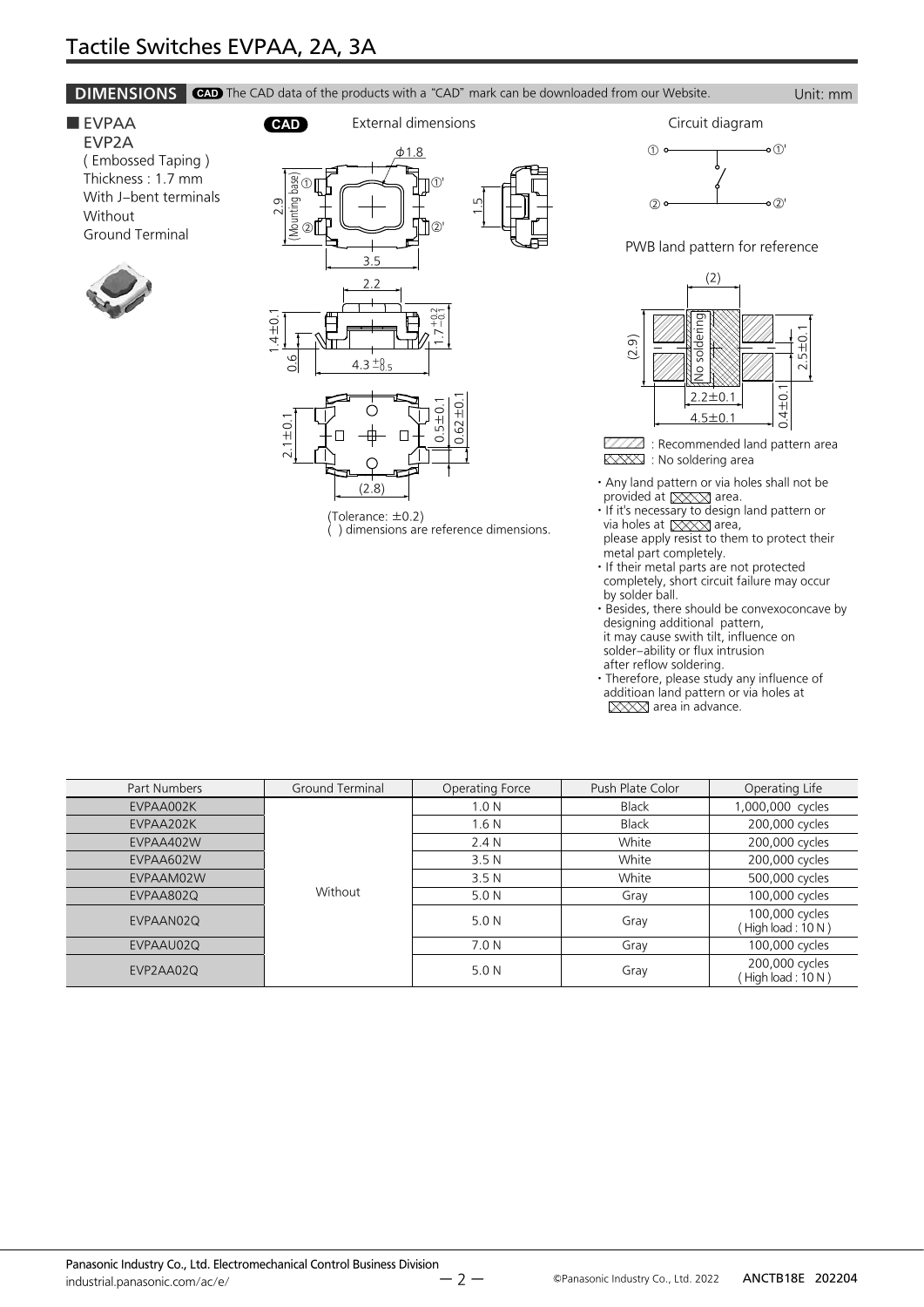# Tactile Switches EVPAA, 2A, 3A

## DIMENSIONS

CAD The CAD data of the products with a "CAD" mark can be downloaded from our Website. Unit: mm

### ■ EVPAA EVP2A

( Embossed Taping )
Thickness : 1.7 mm
With J–bent terminals
Without
Ground Terminal

CAD External dimensions

(Tolerance: ±0.2)
( ) dimensions are reference dimensions.

Circuit diagram

PWB land pattern for reference

: Recommended land pattern area
: No soldering area

- Any land pattern or via holes shall not be provided at [No soldering] area.
- If it's necessary to design land pattern or via holes at [No soldering] area, please apply resist to them to protect their metal part completely.
- If their metal parts are not protected completely, short circuit failure may occur by solder ball.
- Besides, there should be convexoconcave by designing additional pattern, it may cause swith tilt, influence on solder–ability or flux intrusion after reflow soldering.
- Therefore, please study any influence of additioan land pattern or via holes at [No soldering] area in advance.

| Part Numbers | Ground Terminal | Operating Force | Push Plate Color | Operating Life |
|---|---|---|---|---|
| EVPAA002K | Without | 1.0 N | Black | 1,000,000 cycles |
| EVPAA202K | | 1.6 N | Black | 200,000 cycles |
| EVPAA402W | | 2.4 N | White | 200,000 cycles |
| EVPAA602W | | 3.5 N | White | 200,000 cycles |
| EVPAAM02W | | 3.5 N | White | 500,000 cycles |
| EVPAA802Q | | 5.0 N | Gray | 100,000 cycles |
| EVPAAN02Q | | 5.0 N | Gray | 100,000 cycles ( High load : 10 N ) |
| EVPAAU02Q | | 7.0 N | Gray | 100,000 cycles |
| EVP2AA02Q | | 5.0 N | Gray | 200,000 cycles ( High load : 10 N ) |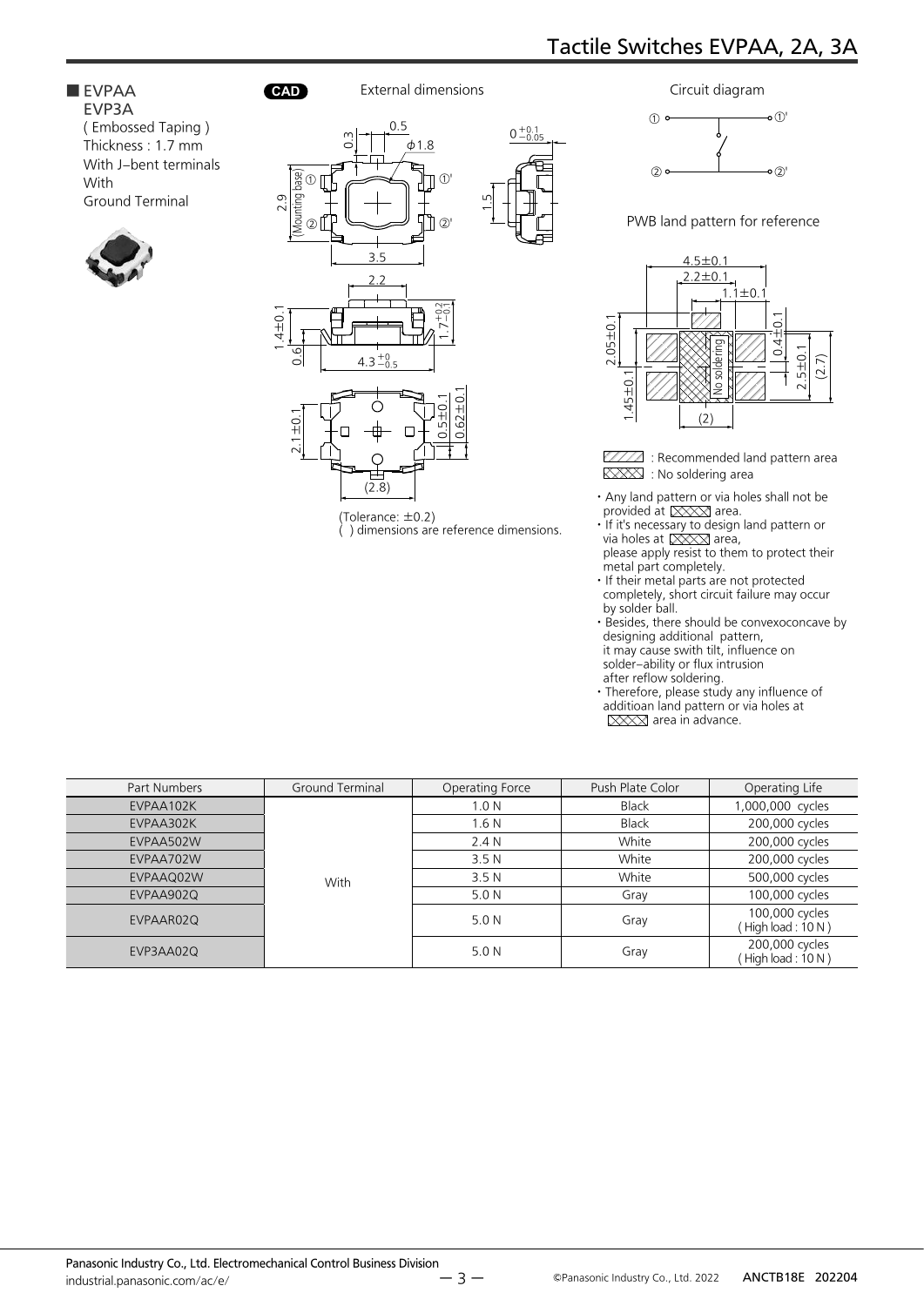## ■ EVPAA EVP3A

( Embossed Taping )
Thickness : 1.7 mm
With J–bent terminals
With
Ground Terminal

CAD External dimensions

(Tolerance: ±0.2)
( ) dimensions are reference dimensions.

Circuit diagram

PWB land pattern for reference

: Recommended land pattern area
: No soldering area

- Any land pattern or via holes shall not be provided at area.
- If it's necessary to design land pattern or via holes at area, please apply resist to them to protect their metal part completely.
- If their metal parts are not protected completely, short circuit failure may occur by solder ball.
- Besides, there should be convexoconcave by designing additional pattern, it may cause swith tilt, influence on solder–ability or flux intrusion after reflow soldering.
- Therefore, please study any influence of additioan land pattern or via holes at area in advance.

| Part Numbers | Ground Terminal | Operating Force | Push Plate Color | Operating Life |
|---|---|---|---|---|
| EVPAA102K | With | 1.0 N | Black | 1,000,000 cycles |
| EVPAA302K | | 1.6 N | Black | 200,000 cycles |
| EVPAA502W | | 2.4 N | White | 200,000 cycles |
| EVPAA702W | | 3.5 N | White | 200,000 cycles |
| EVPAAQ02W | | 3.5 N | White | 500,000 cycles |
| EVPAA902Q | | 5.0 N | Gray | 100,000 cycles |
| EVPAAR02Q | | 5.0 N | Gray | 100,000 cycles ( High load : 10 N ) |
| EVP3AA02Q | | 5.0 N | Gray | 200,000 cycles ( High load : 10 N ) |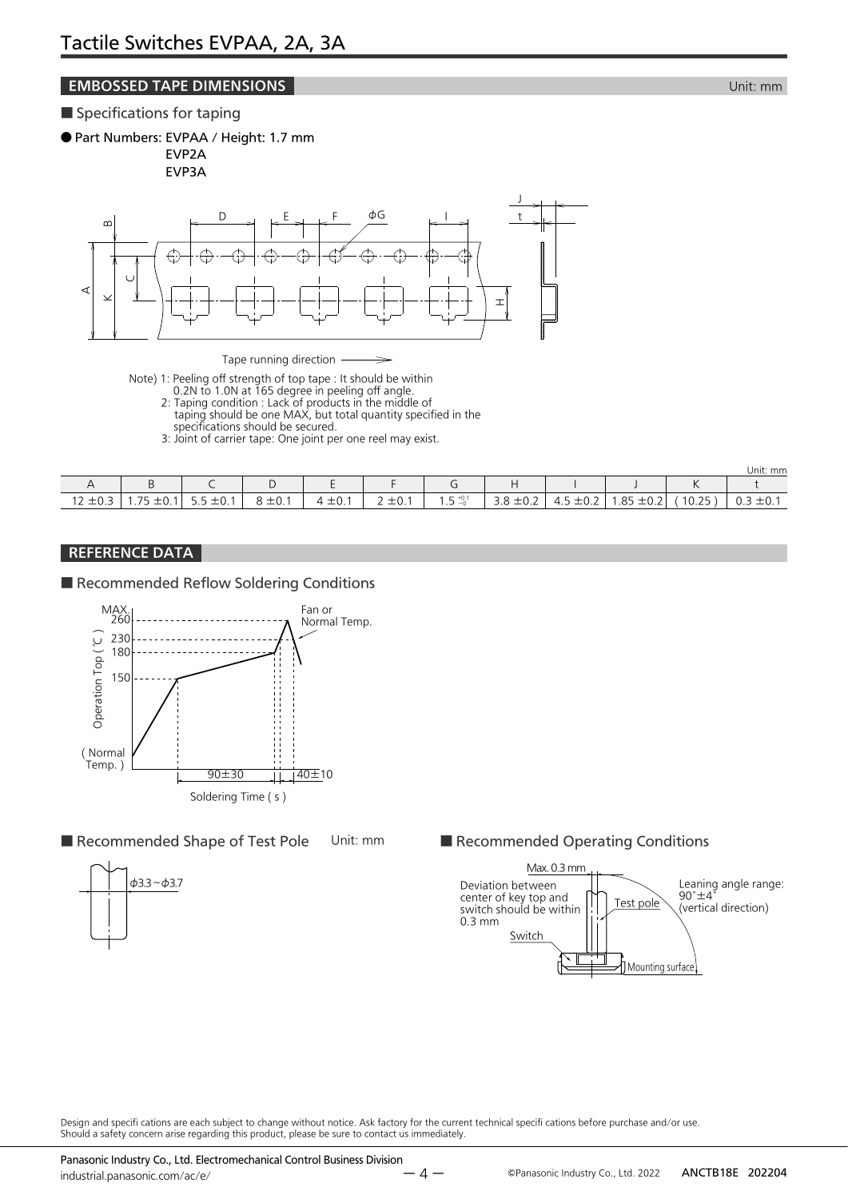# Tactile Switches EVPAA, 2A, 3A

## EMBOSSED TAPE DIMENSIONS

Unit: mm

### ■ Specifications for taping

● Part Numbers: EVPAA / Height: 1.7 mm
EVP2A
EVP3A

Tape running direction ⟶

Note) 1: Peeling off strength of top tape : It should be within 0.2N to 1.0N at 165 degree in peeling off angle.
2: Taping condition : Lack of products in the middle of taping should be one MAX, but total quantity specified in the specifications should be secured.
3: Joint of carrier tape: One joint per one reel may exist.

Unit: mm

| A | B | C | D | E | F | G | H | I | J | K | t |
|---|---|---|---|---|---|---|---|---|---|---|---|
| 12 ±0.3 | 1.75 ±0.1 | 5.5 ±0.1 | 8 ±0.1 | 4 ±0.1 | 2 ±0.1 | $1.5^{+0.1}_{-0}$ | 3.8 ±0.2 | 4.5 ±0.2 | 1.85 ±0.2 | ( 10.25 ) | 0.3 ±0.1 |

## REFERENCE DATA

### ■ Recommended Reflow Soldering Conditions

MAX. 260, 230, 180, 150, ( Normal Temp. )
Operation Top ( ℃ )
Fan or Normal Temp.
90±30, 40±10
Soldering Time ( s )

### ■ Recommended Shape of Test Pole

Unit: mm

φ3.3 ~ φ3.7

### ■ Recommended Operating Conditions

Max. 0.3 mm
Deviation between center of key top and switch should be within 0.3 mm
Test pole
Leaning angle range: 90°±4° (vertical direction)
Switch
Mounting surface

Design and specifi cations are each subject to change without notice. Ask factory for the current technical specifi cations before purchase and/or use.
Should a safety concern arise regarding this product, please be sure to contact us immediately.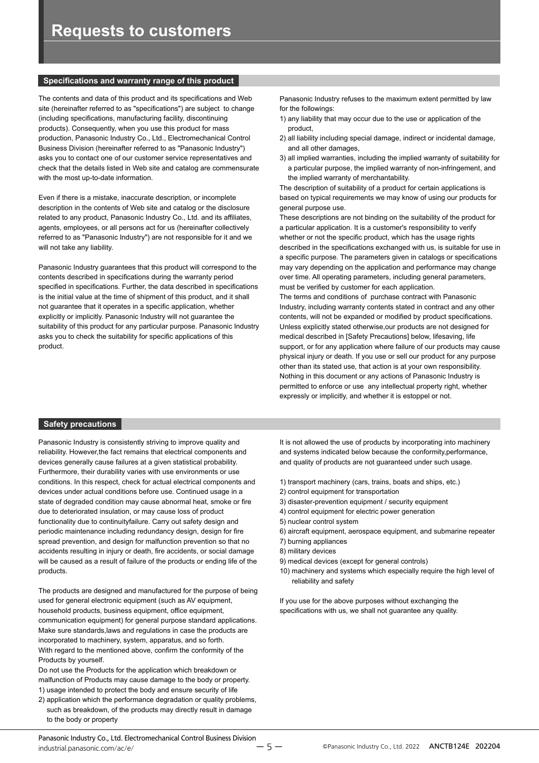# Requests to customers

## Specifications and warranty range of this product

The contents and data of this product and its specifications and Web site (hereinafter referred to as "specifications") are subject to change (including specifications, manufacturing facility, discontinuing products). Consequently, when you use this product for mass production, Panasonic Industry Co., Ltd., Electromechanical Control Business Division (hereinafter referred to as "Panasonic Industry") asks you to contact one of our customer service representatives and check that the details listed in Web site and catalog are commensurate with the most up-to-date information.

Even if there is a mistake, inaccurate description, or incomplete description in the contents of Web site and catalog or the disclosure related to any product, Panasonic Industry Co., Ltd. and its affiliates, agents, employees, or all persons act for us (hereinafter collectively referred to as "Panasonic Industry") are not responsible for it and we will not take any liability.

Panasonic Industry guarantees that this product will correspond to the contents described in specifications during the warranty period specified in specifications. Further, the data described in specifications is the initial value at the time of shipment of this product, and it shall not guarantee that it operates in a specific application, whether explicitly or implicitly. Panasonic Industry will not guarantee the suitability of this product for any particular purpose. Panasonic Industry asks you to check the suitability for specific applications of this product.

Panasonic Industry refuses to the maximum extent permitted by law for the followings:

1) any liability that may occur due to the use or application of the product,
2) all liability including special damage, indirect or incidental damage, and all other damages,
3) all implied warranties, including the implied warranty of suitability for a particular purpose, the implied warranty of non-infringement, and the implied warranty of merchantability.

The description of suitability of a product for certain applications is based on typical requirements we may know of using our products for general purpose use.
These descriptions are not binding on the suitability of the product for a particular application. It is a customer's responsibility to verify whether or not the specific product, which has the usage rights described in the specifications exchanged with us, is suitable for use in a specific purpose. The parameters given in catalogs or specifications may vary depending on the application and performance may change over time. All operating parameters, including general parameters, must be verified by customer for each application.
The terms and conditions of purchase contract with Panasonic Industry, including warranty contents stated in contract and any other contents, will not be expanded or modified by product specifications.
Unless explicitly stated otherwise,our products are not designed for medical described in [Safety Precautions] below, lifesaving, life support, or for any application where failure of our products may cause physical injury or death. If you use or sell our product for any purpose other than its stated use, that action is at your own responsibility.
Nothing in this document or any actions of Panasonic Industry is permitted to enforce or use any intellectual property right, whether expressly or implicitly, and whether it is estoppel or not.

## Safety precautions

Panasonic Industry is consistently striving to improve quality and reliability. However,the fact remains that electrical components and devices generally cause failures at a given statistical probability. Furthermore, their durability varies with use environments or use conditions. In this respect, check for actual electrical components and devices under actual conditions before use. Continued usage in a state of degraded condition may cause abnormal heat, smoke or fire due to deteriorated insulation, or may cause loss of product functionality due to continuityfailure. Carry out safety design and periodic maintenance including redundancy design, design for fire spread prevention, and design for malfunction prevention so that no accidents resulting in injury or death, fire accidents, or social damage will be caused as a result of failure of the products or ending life of the products.

The products are designed and manufactured for the purpose of being used for general electronic equipment (such as AV equipment, household products, business equipment, office equipment, communication equipment) for general purpose standard applications. Make sure standards,laws and regulations in case the products are incorporated to machinery, system, apparatus, and so forth.
With regard to the mentioned above, confirm the conformity of the Products by yourself.
Do not use the Products for the application which breakdown or malfunction of Products may cause damage to the body or property.

1) usage intended to protect the body and ensure security of life
2) application which the performance degradation or quality problems, such as breakdown, of the products may directly result in damage to the body or property

It is not allowed the use of products by incorporating into machinery and systems indicated below because the conformity,performance, and quality of products are not guaranteed under such usage.

1) transport machinery (cars, trains, boats and ships, etc.)
2) control equipment for transportation
3) disaster-prevention equipment / security equipment
4) control equipment for electric power generation
5) nuclear control system
6) aircraft equipment, aerospace equipment, and submarine repeater
7) burning appliances
8) military devices
9) medical devices (except for general controls)
10) machinery and systems which especially require the high level of reliability and safety

If you use for the above purposes without exchanging the specifications with us, we shall not guarantee any quality.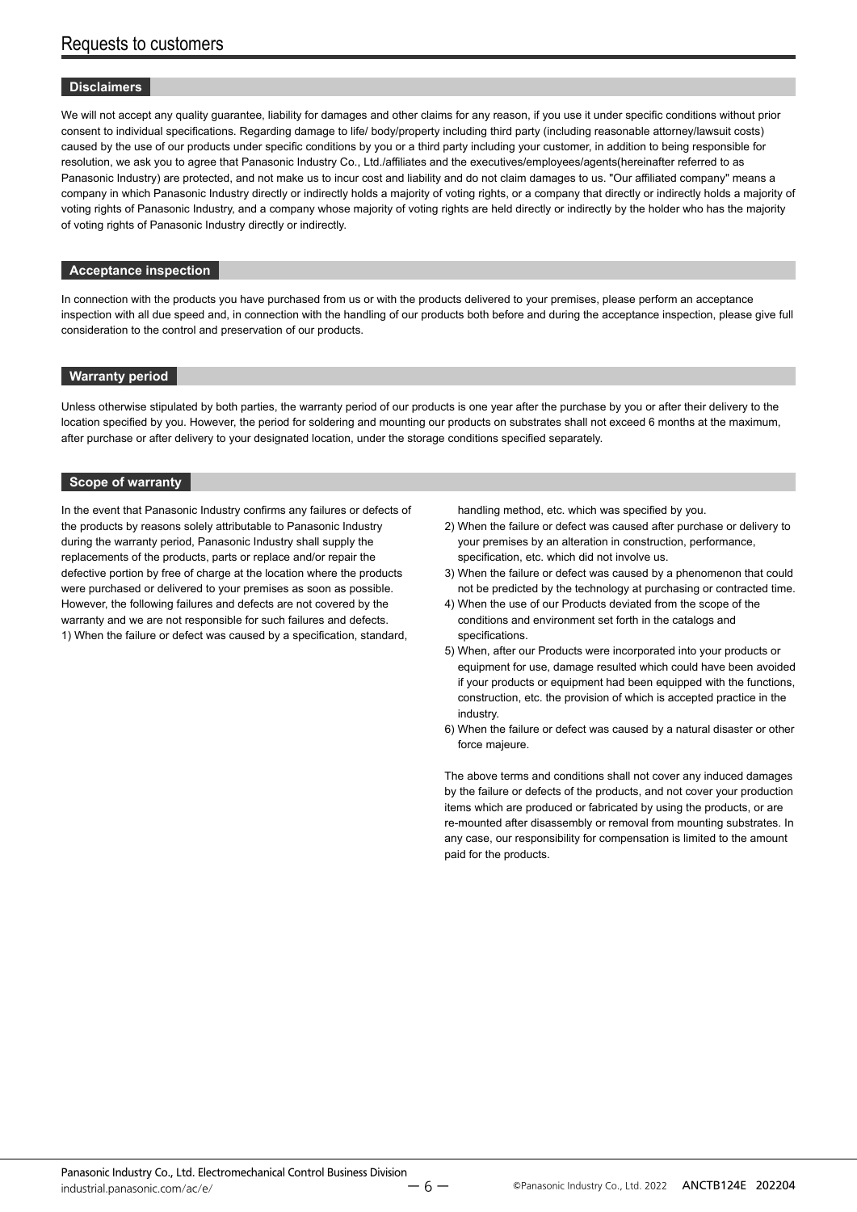# Requests to customers

## Disclaimers

We will not accept any quality guarantee, liability for damages and other claims for any reason, if you use it under specific conditions without prior consent to individual specifications. Regarding damage to life/ body/property including third party (including reasonable attorney/lawsuit costs) caused by the use of our products under specific conditions by you or a third party including your customer, in addition to being responsible for resolution, we ask you to agree that Panasonic Industry Co., Ltd./affiliates and the executives/employees/agents(hereinafter referred to as Panasonic Industry) are protected, and not make us to incur cost and liability and do not claim damages to us. "Our affiliated company" means a company in which Panasonic Industry directly or indirectly holds a majority of voting rights, or a company that directly or indirectly holds a majority of voting rights of Panasonic Industry, and a company whose majority of voting rights are held directly or indirectly by the holder who has the majority of voting rights of Panasonic Industry directly or indirectly.

## Acceptance inspection

In connection with the products you have purchased from us or with the products delivered to your premises, please perform an acceptance inspection with all due speed and, in connection with the handling of our products both before and during the acceptance inspection, please give full consideration to the control and preservation of our products.

## Warranty period

Unless otherwise stipulated by both parties, the warranty period of our products is one year after the purchase by you or after their delivery to the location specified by you. However, the period for soldering and mounting our products on substrates shall not exceed 6 months at the maximum, after purchase or after delivery to your designated location, under the storage conditions specified separately.

## Scope of warranty

In the event that Panasonic Industry confirms any failures or defects of the products by reasons solely attributable to Panasonic Industry during the warranty period, Panasonic Industry shall supply the replacements of the products, parts or replace and/or repair the defective portion by free of charge at the location where the products were purchased or delivered to your premises as soon as possible. However, the following failures and defects are not covered by the warranty and we are not responsible for such failures and defects.

1) When the failure or defect was caused by a specification, standard, handling method, etc. which was specified by you.
2) When the failure or defect was caused after purchase or delivery to your premises by an alteration in construction, performance, specification, etc. which did not involve us.
3) When the failure or defect was caused by a phenomenon that could not be predicted by the technology at purchasing or contracted time.
4) When the use of our Products deviated from the scope of the conditions and environment set forth in the catalogs and specifications.
5) When, after our Products were incorporated into your products or equipment for use, damage resulted which could have been avoided if your products or equipment had been equipped with the functions, construction, etc. the provision of which is accepted practice in the industry.
6) When the failure or defect was caused by a natural disaster or other force majeure.

The above terms and conditions shall not cover any induced damages by the failure or defects of the products, and not cover your production items which are produced or fabricated by using the products, or are re-mounted after disassembly or removal from mounting substrates. In any case, our responsibility for compensation is limited to the amount paid for the products.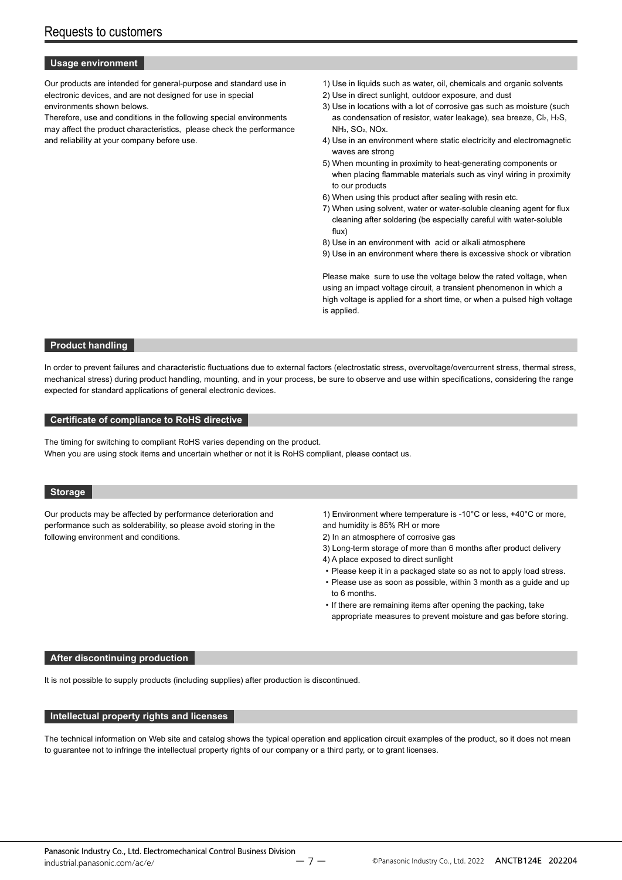# Requests to customers

## Usage environment

Our products are intended for general-purpose and standard use in electronic devices, and are not designed for use in special environments shown belows.
Therefore, use and conditions in the following special environments may affect the product characteristics, please check the performance and reliability at your company before use.

1) Use in liquids such as water, oil, chemicals and organic solvents
2) Use in direct sunlight, outdoor exposure, and dust
3) Use in locations with a lot of corrosive gas such as moisture (such as condensation of resistor, water leakage), sea breeze, $Cl_2$, $H_2S$, $NH_3$, $SO_2$, NOx.
4) Use in an environment where static electricity and electromagnetic waves are strong
5) When mounting in proximity to heat-generating components or when placing flammable materials such as vinyl wiring in proximity to our products
6) When using this product after sealing with resin etc.
7) When using solvent, water or water-soluble cleaning agent for flux cleaning after soldering (be especially careful with water-soluble flux)
8) Use in an environment with acid or alkali atmosphere
9) Use in an environment where there is excessive shock or vibration

Please make sure to use the voltage below the rated voltage, when using an impact voltage circuit, a transient phenomenon in which a high voltage is applied for a short time, or when a pulsed high voltage is applied.

## Product handling

In order to prevent failures and characteristic fluctuations due to external factors (electrostatic stress, overvoltage/overcurrent stress, thermal stress, mechanical stress) during product handling, mounting, and in your process, be sure to observe and use within specifications, considering the range expected for standard applications of general electronic devices.

## Certificate of compliance to RoHS directive

The timing for switching to compliant RoHS varies depending on the product.
When you are using stock items and uncertain whether or not it is RoHS compliant, please contact us.

## Storage

Our products may be affected by performance deterioration and performance such as solderability, so please avoid storing in the following environment and conditions.

1) Environment where temperature is -10°C or less, +40°C or more, and humidity is 85% RH or more
2) In an atmosphere of corrosive gas
3) Long-term storage of more than 6 months after product delivery
4) A place exposed to direct sunlight

- Please keep it in a packaged state so as not to apply load stress.
- Please use as soon as possible, within 3 month as a guide and up to 6 months.
- If there are remaining items after opening the packing, take appropriate measures to prevent moisture and gas before storing.

## After discontinuing production

It is not possible to supply products (including supplies) after production is discontinued.

## Intellectual property rights and licenses

The technical information on Web site and catalog shows the typical operation and application circuit examples of the product, so it does not mean to guarantee not to infringe the intellectual property rights of our company or a third party, or to grant licenses.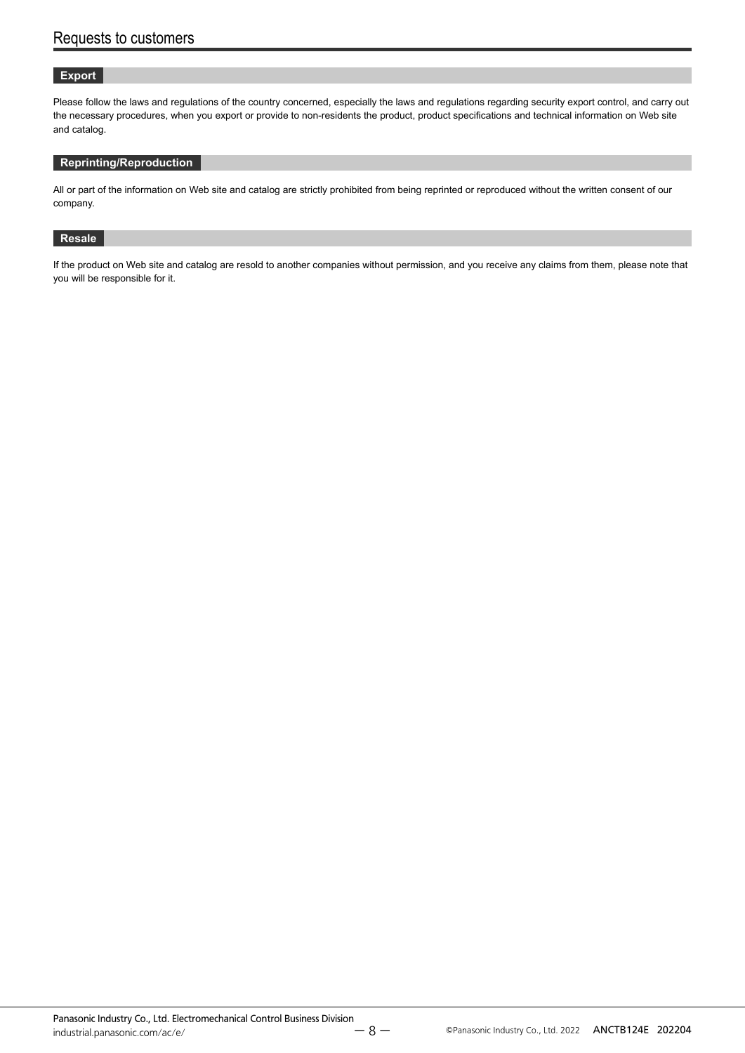# Requests to customers

## Export

Please follow the laws and regulations of the country concerned, especially the laws and regulations regarding security export control, and carry out the necessary procedures, when you export or provide to non-residents the product, product specifications and technical information on Web site and catalog.

## Reprinting/Reproduction

All or part of the information on Web site and catalog are strictly prohibited from being reprinted or reproduced without the written consent of our company.

## Resale

If the product on Web site and catalog are resold to another companies without permission, and you receive any claims from them, please note that you will be responsible for it.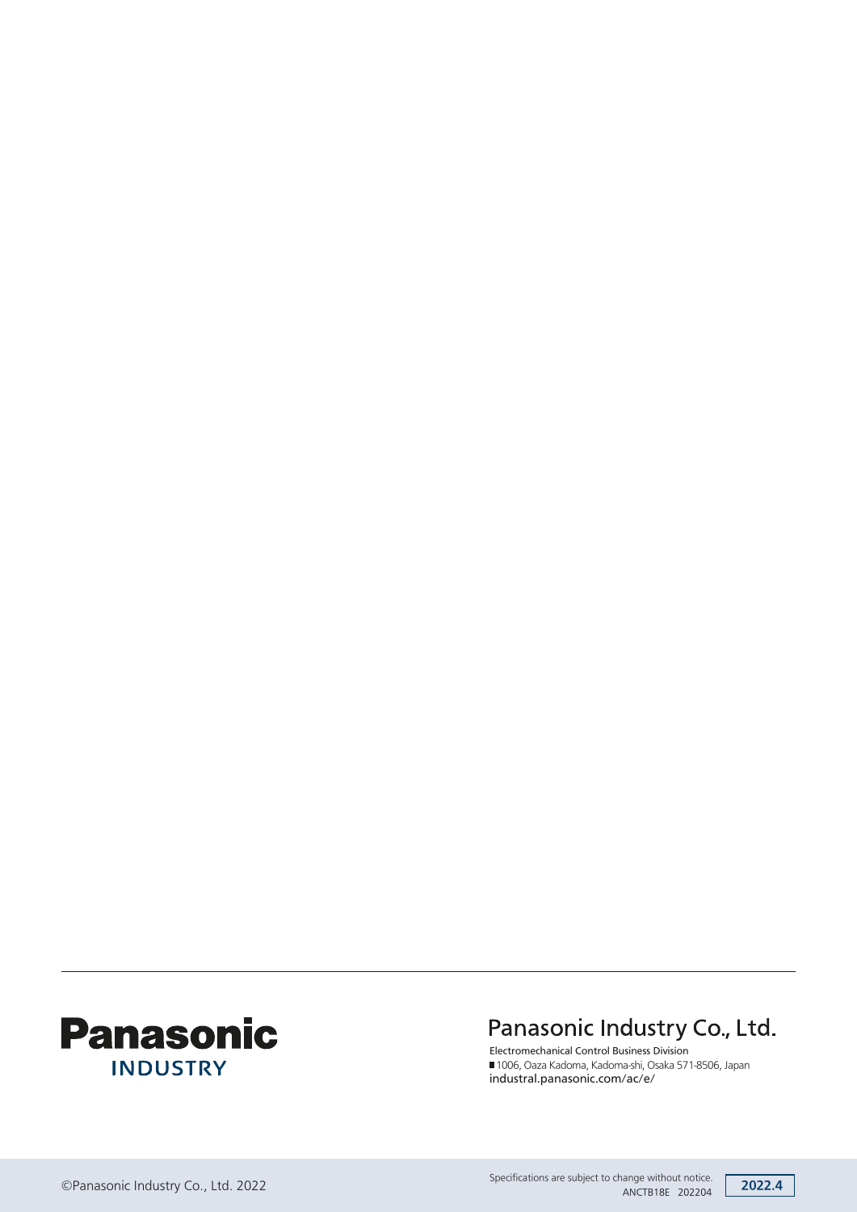Panasonic
INDUSTRY

Panasonic Industry Co., Ltd.

Electromechanical Control Business Division
■1006, Oaza Kadoma, Kadoma-shi, Osaka 571-8506, Japan
industral.panasonic.com/ac/e/

©Panasonic Industry Co., Ltd. 2022

Specifications are subject to change without notice.
ANCTB18E 202204

2022.4